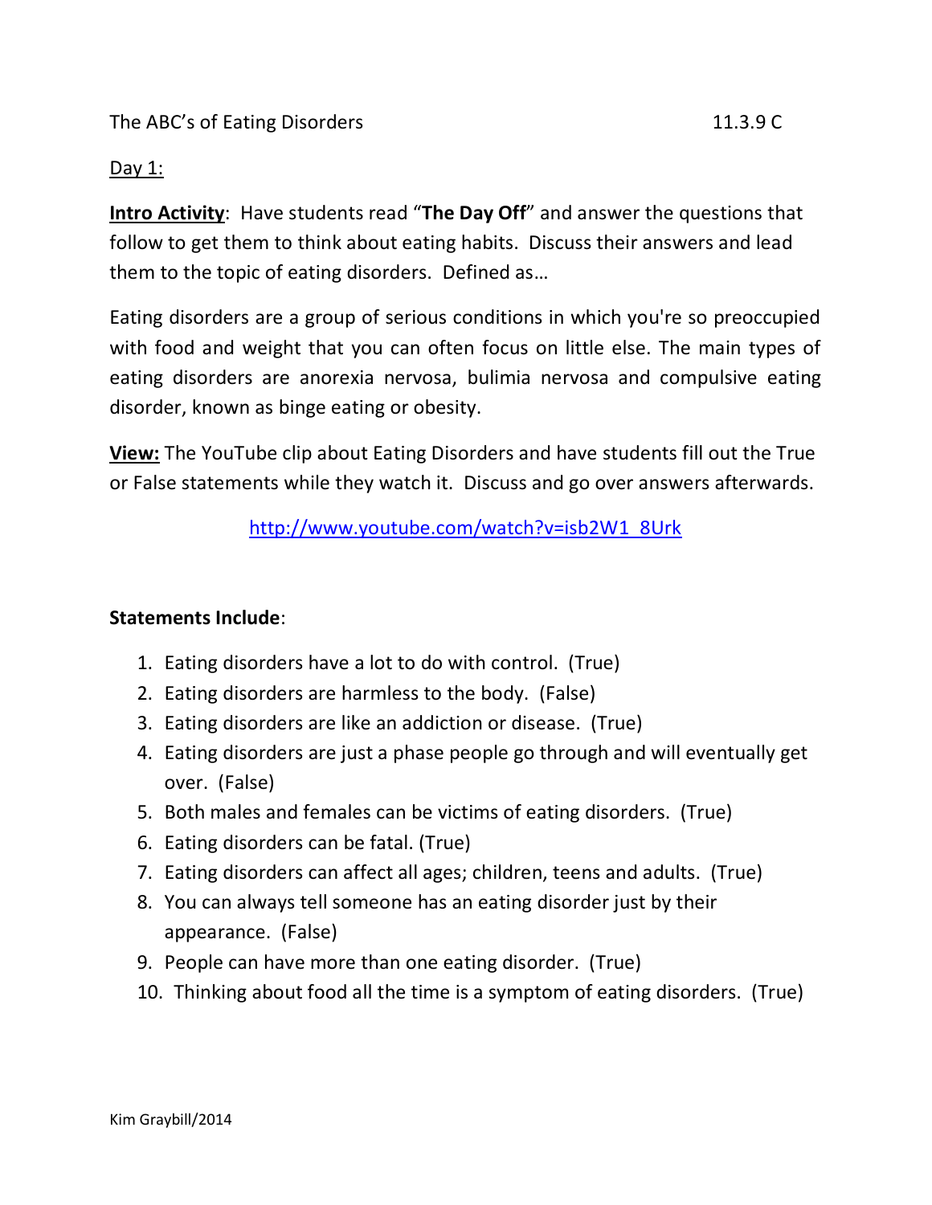The ABC's of Eating Disorders 11.3.9 C

Day 1:

**Intro Activity**: Have students read "**The Day Off**" and answer the questions that follow to get them to think about eating habits. Discuss their answers and lead them to the topic of eating disorders. Defined as…

Eating disorders are a group of serious conditions in which you're so preoccupied with food and weight that you can often focus on little else. The main types of eating disorders are anorexia nervosa, bulimia nervosa and compulsive eating disorder, known as binge eating or obesity.

**View:** The YouTube clip about Eating Disorders and have students fill out the True or False statements while they watch it. Discuss and go over answers afterwards.

http://www.youtube.com/watch?v=isb2W1_8Urk

**Statements Include**:

1. Eating disorders have a lot to do with control. (True)
2. Eating disorders are harmless to the body. (False)
3. Eating disorders are like an addiction or disease. (True)
4. Eating disorders are just a phase people go through and will eventually get over. (False)
5. Both males and females can be victims of eating disorders. (True)
6. Eating disorders can be fatal. (True)
7. Eating disorders can affect all ages; children, teens and adults. (True)
8. You can always tell someone has an eating disorder just by their appearance. (False)
9. People can have more than one eating disorder. (True)
10. Thinking about food all the time is a symptom of eating disorders. (True)

Kim Graybill/2014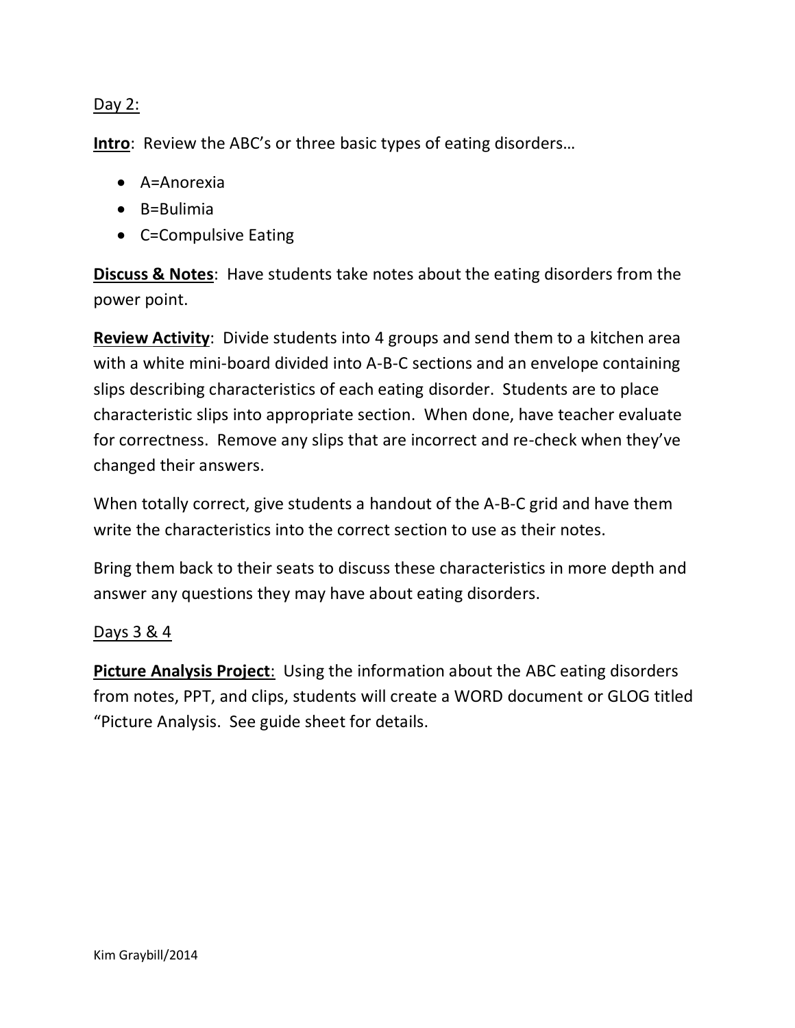Day 2:

**Intro**: Review the ABC's or three basic types of eating disorders…

- A=Anorexia
- B=Bulimia
- C=Compulsive Eating

**Discuss & Notes**: Have students take notes about the eating disorders from the power point.

**Review Activity**: Divide students into 4 groups and send them to a kitchen area with a white mini-board divided into A-B-C sections and an envelope containing slips describing characteristics of each eating disorder. Students are to place characteristic slips into appropriate section. When done, have teacher evaluate for correctness. Remove any slips that are incorrect and re-check when they've changed their answers.

When totally correct, give students a handout of the A-B-C grid and have them write the characteristics into the correct section to use as their notes.

Bring them back to their seats to discuss these characteristics in more depth and answer any questions they may have about eating disorders.

Days 3 & 4

**Picture Analysis Project**: Using the information about the ABC eating disorders from notes, PPT, and clips, students will create a WORD document or GLOG titled "Picture Analysis. See guide sheet for details.

Kim Graybill/2014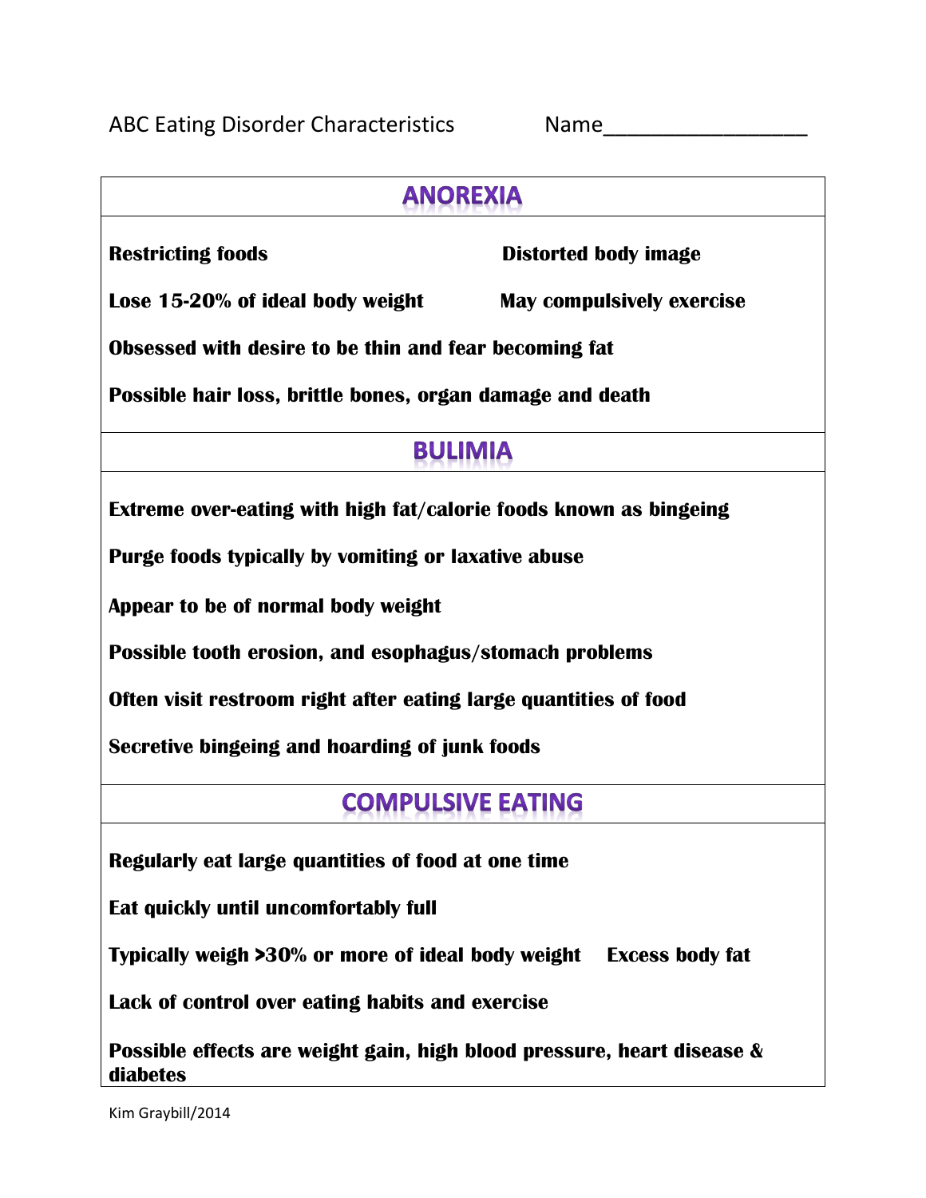ABC Eating Disorder Characteristics Name_________________

## ANOREXIA

**Restricting foods**

**Distorted body image**

**Lose 15-20% of ideal body weight**

**May compulsively exercise**

**Obsessed with desire to be thin and fear becoming fat**

**Possible hair loss, brittle bones, organ damage and death**

## BULIMIA

**Extreme over-eating with high fat/calorie foods known as bingeing**

**Purge foods typically by vomiting or laxative abuse**

**Appear to be of normal body weight**

**Possible tooth erosion, and esophagus/stomach problems**

**Often visit restroom right after eating large quantities of food**

**Secretive bingeing and hoarding of junk foods**

## COMPULSIVE EATING

**Regularly eat large quantities of food at one time**

**Eat quickly until uncomfortably full**

**Typically weigh >30% or more of ideal body weight**

**Excess body fat**

**Lack of control over eating habits and exercise**

**Possible effects are weight gain, high blood pressure, heart disease & diabetes**

Kim Graybill/2014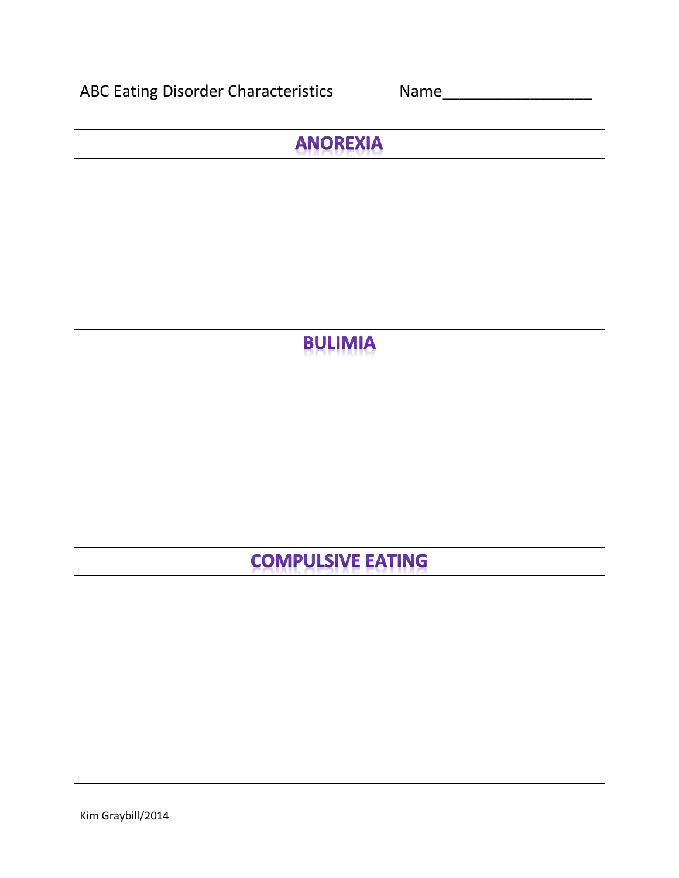ABC Eating Disorder Characteristics                    Name_________________

| ANOREXIA |
| --- |
| |
| **BULIMIA** |
| |
| **COMPULSIVE EATING** |
| |

Kim Graybill/2014